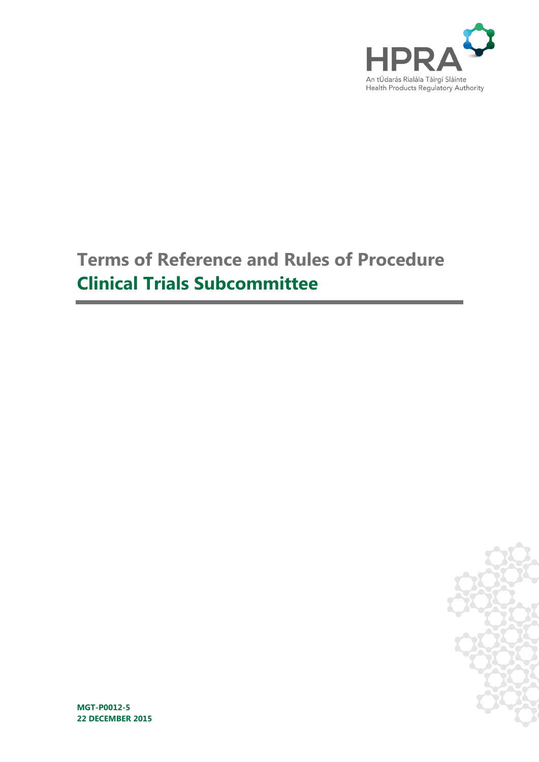HPRA

An tÚdarás Rialála Táirgí Sláinte
Health Products Regulatory Authority

# Terms of Reference and Rules of Procedure
# Clinical Trials Subcommittee

**MGT-P0012-5**
**22 DECEMBER 2015**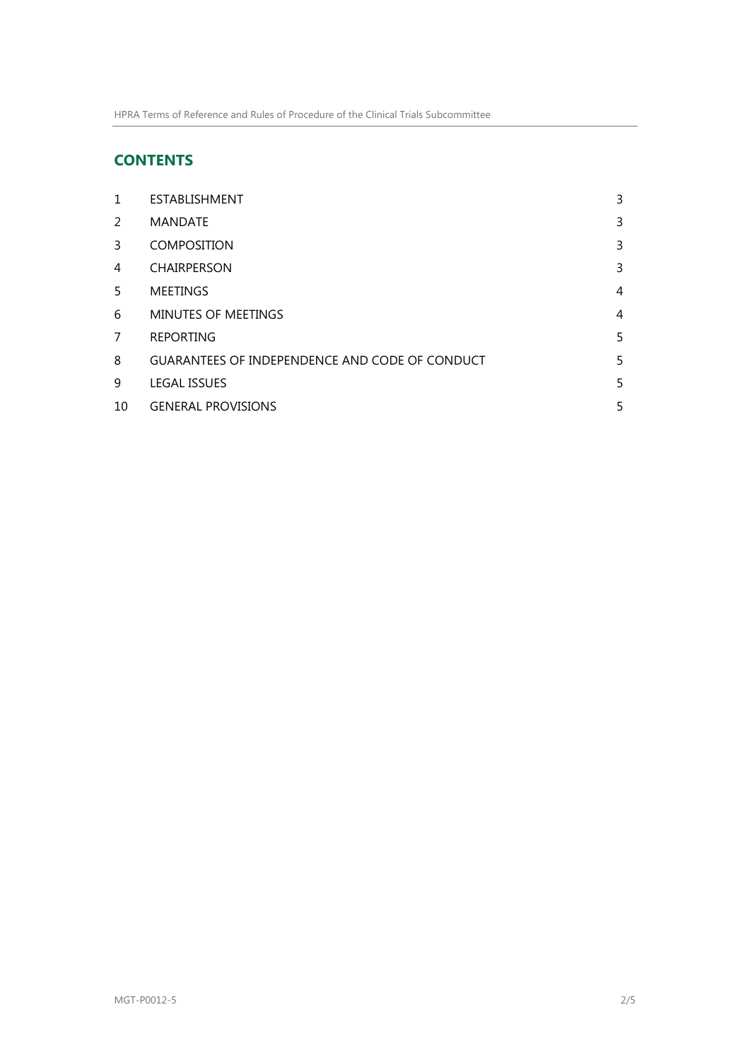## CONTENTS

| | | |
|---|---|---|
| 1 | ESTABLISHMENT | 3 |
| 2 | MANDATE | 3 |
| 3 | COMPOSITION | 3 |
| 4 | CHAIRPERSON | 3 |
| 5 | MEETINGS | 4 |
| 6 | MINUTES OF MEETINGS | 4 |
| 7 | REPORTING | 5 |
| 8 | GUARANTEES OF INDEPENDENCE AND CODE OF CONDUCT | 5 |
| 9 | LEGAL ISSUES | 5 |
| 10 | GENERAL PROVISIONS | 5 |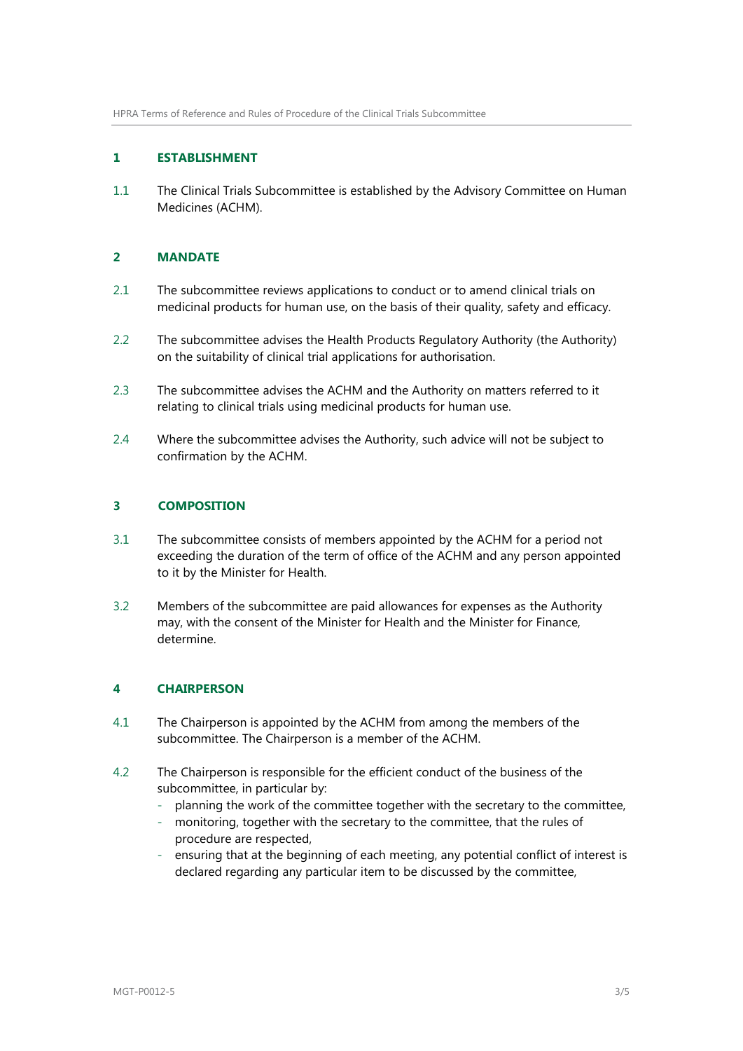## 1 ESTABLISHMENT

1.1 The Clinical Trials Subcommittee is established by the Advisory Committee on Human Medicines (ACHM).

## 2 MANDATE

2.1 The subcommittee reviews applications to conduct or to amend clinical trials on medicinal products for human use, on the basis of their quality, safety and efficacy.

2.2 The subcommittee advises the Health Products Regulatory Authority (the Authority) on the suitability of clinical trial applications for authorisation.

2.3 The subcommittee advises the ACHM and the Authority on matters referred to it relating to clinical trials using medicinal products for human use.

2.4 Where the subcommittee advises the Authority, such advice will not be subject to confirmation by the ACHM.

## 3 COMPOSITION

3.1 The subcommittee consists of members appointed by the ACHM for a period not exceeding the duration of the term of office of the ACHM and any person appointed to it by the Minister for Health.

3.2 Members of the subcommittee are paid allowances for expenses as the Authority may, with the consent of the Minister for Health and the Minister for Finance, determine.

## 4 CHAIRPERSON

4.1 The Chairperson is appointed by the ACHM from among the members of the subcommittee. The Chairperson is a member of the ACHM.

4.2 The Chairperson is responsible for the efficient conduct of the business of the subcommittee, in particular by:

- planning the work of the committee together with the secretary to the committee,
- monitoring, together with the secretary to the committee, that the rules of procedure are respected,
- ensuring that at the beginning of each meeting, any potential conflict of interest is declared regarding any particular item to be discussed by the committee,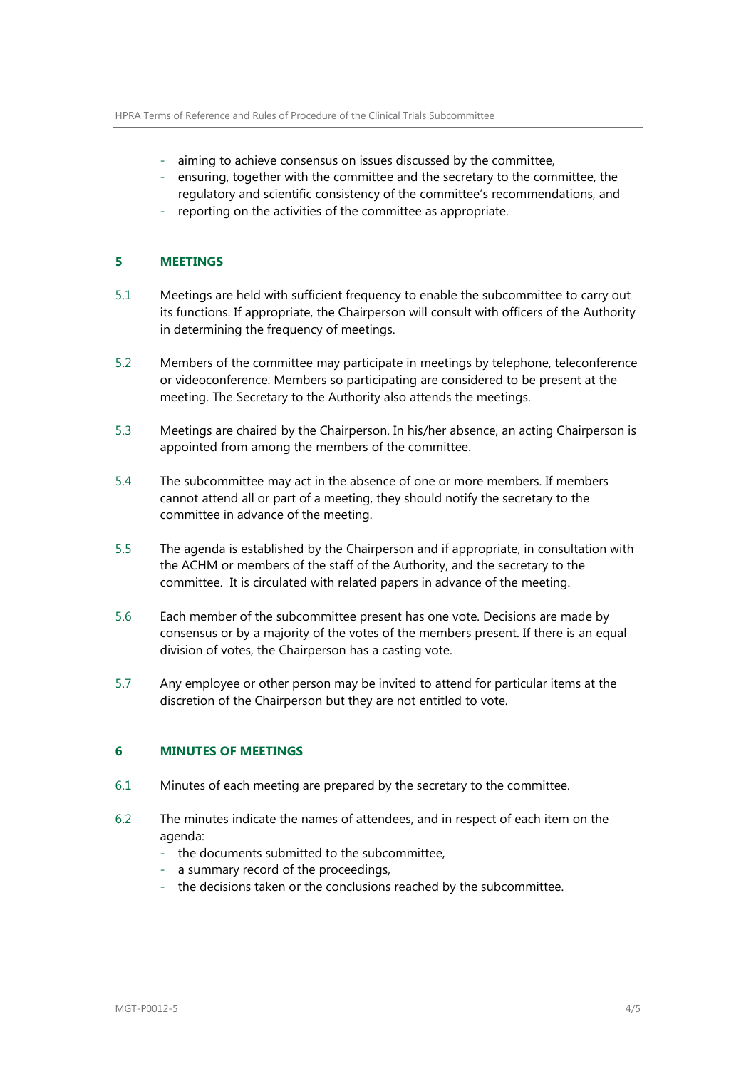- aiming to achieve consensus on issues discussed by the committee,
- ensuring, together with the committee and the secretary to the committee, the regulatory and scientific consistency of the committee's recommendations, and
- reporting on the activities of the committee as appropriate.

## 5 MEETINGS

5.1 Meetings are held with sufficient frequency to enable the subcommittee to carry out its functions. If appropriate, the Chairperson will consult with officers of the Authority in determining the frequency of meetings.

5.2 Members of the committee may participate in meetings by telephone, teleconference or videoconference. Members so participating are considered to be present at the meeting. The Secretary to the Authority also attends the meetings.

5.3 Meetings are chaired by the Chairperson. In his/her absence, an acting Chairperson is appointed from among the members of the committee.

5.4 The subcommittee may act in the absence of one or more members. If members cannot attend all or part of a meeting, they should notify the secretary to the committee in advance of the meeting.

5.5 The agenda is established by the Chairperson and if appropriate, in consultation with the ACHM or members of the staff of the Authority, and the secretary to the committee. It is circulated with related papers in advance of the meeting.

5.6 Each member of the subcommittee present has one vote. Decisions are made by consensus or by a majority of the votes of the members present. If there is an equal division of votes, the Chairperson has a casting vote.

5.7 Any employee or other person may be invited to attend for particular items at the discretion of the Chairperson but they are not entitled to vote.

## 6 MINUTES OF MEETINGS

6.1 Minutes of each meeting are prepared by the secretary to the committee.

6.2 The minutes indicate the names of attendees, and in respect of each item on the agenda:
- the documents submitted to the subcommittee,
- a summary record of the proceedings,
- the decisions taken or the conclusions reached by the subcommittee.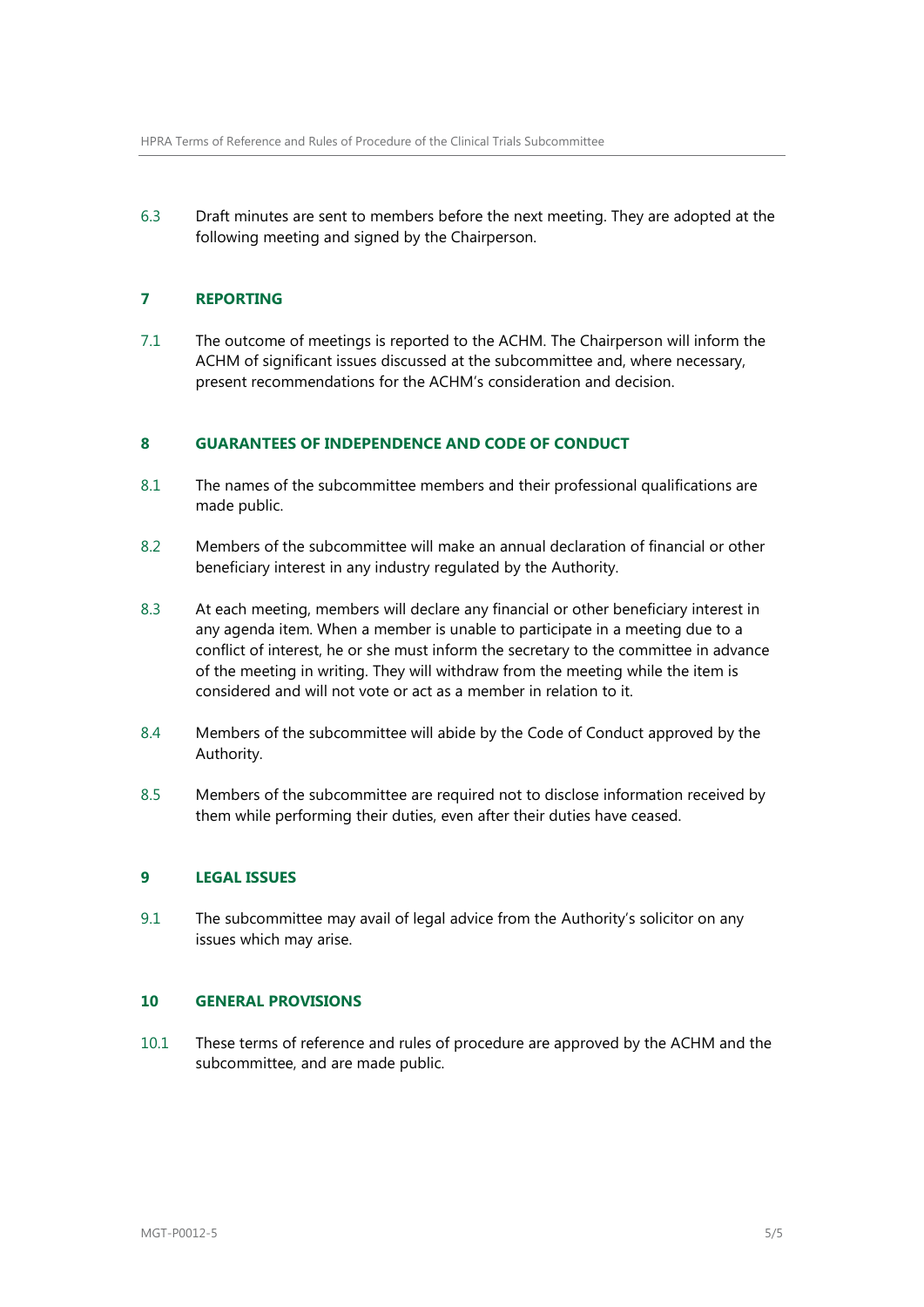6.3 Draft minutes are sent to members before the next meeting. They are adopted at the following meeting and signed by the Chairperson.

## 7 REPORTING

7.1 The outcome of meetings is reported to the ACHM. The Chairperson will inform the ACHM of significant issues discussed at the subcommittee and, where necessary, present recommendations for the ACHM's consideration and decision.

## 8 GUARANTEES OF INDEPENDENCE AND CODE OF CONDUCT

8.1 The names of the subcommittee members and their professional qualifications are made public.

8.2 Members of the subcommittee will make an annual declaration of financial or other beneficiary interest in any industry regulated by the Authority.

8.3 At each meeting, members will declare any financial or other beneficiary interest in any agenda item. When a member is unable to participate in a meeting due to a conflict of interest, he or she must inform the secretary to the committee in advance of the meeting in writing. They will withdraw from the meeting while the item is considered and will not vote or act as a member in relation to it.

8.4 Members of the subcommittee will abide by the Code of Conduct approved by the Authority.

8.5 Members of the subcommittee are required not to disclose information received by them while performing their duties, even after their duties have ceased.

## 9 LEGAL ISSUES

9.1 The subcommittee may avail of legal advice from the Authority's solicitor on any issues which may arise.

## 10 GENERAL PROVISIONS

10.1 These terms of reference and rules of procedure are approved by the ACHM and the subcommittee, and are made public.